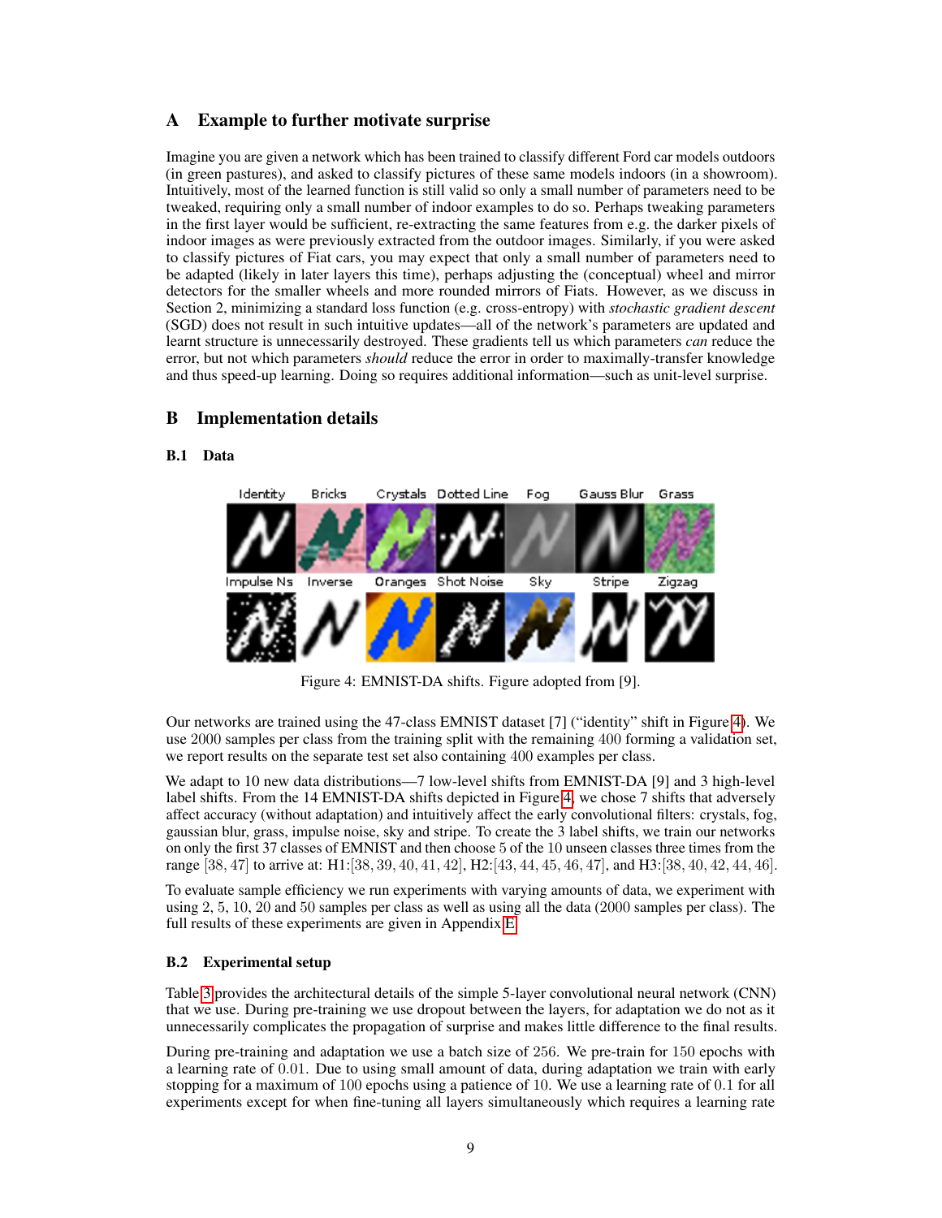# A Example to further motivate surprise

Imagine you are given a network which has been trained to classify different Ford car models outdoors (in green pastures), and asked to classify pictures of these same models indoors (in a showroom). Intuitively, most of the learned function is still valid so only a small number of parameters need to be tweaked, requiring only a small number of indoor examples to do so. Perhaps tweaking parameters in the first layer would be sufficient, re-extracting the same features from e.g. the darker pixels of indoor images as were previously extracted from the outdoor images. Similarly, if you were asked to classify pictures of Fiat cars, you may expect that only a small number of parameters need to be adapted (likely in later layers this time), perhaps adjusting the (conceptual) wheel and mirror detectors for the smaller wheels and more rounded mirrors of Fiats. However, as we discuss in Section 2, minimizing a standard loss function (e.g. cross-entropy) with *stochastic gradient descent* (SGD) does not result in such intuitive updates—all of the network's parameters are updated and learnt structure is unnecessarily destroyed. These gradients tell us which parameters *can* reduce the error, but not which parameters *should* reduce the error in order to maximally-transfer knowledge and thus speed-up learning. Doing so requires additional information—such as unit-level surprise.

# B Implementation details

## B.1 Data

Figure 4: EMNIST-DA shifts. Figure adopted from [9].

Our networks are trained using the 47-class EMNIST dataset [7] ("identity" shift in Figure 4). We use 2000 samples per class from the training split with the remaining 400 forming a validation set, we report results on the separate test set also containing 400 examples per class.

We adapt to 10 new data distributions—7 low-level shifts from EMNIST-DA [9] and 3 high-level label shifts. From the 14 EMNIST-DA shifts depicted in Figure 4, we chose 7 shifts that adversely affect accuracy (without adaptation) and intuitively affect the early convolutional filters: crystals, fog, gaussian blur, grass, impulse noise, sky and stripe. To create the 3 label shifts, we train our networks on only the first 37 classes of EMNIST and then choose 5 of the 10 unseen classes three times from the range $[38, 47]$ to arrive at: H1:$[38, 39, 40, 41, 42]$, H2:$[43, 44, 45, 46, 47]$, and H3:$[38, 40, 42, 44, 46]$.

To evaluate sample efficiency we run experiments with varying amounts of data, we experiment with using 2, 5, 10, 20 and 50 samples per class as well as using all the data (2000 samples per class). The full results of these experiments are given in Appendix E.

## B.2 Experimental setup

Table 3 provides the architectural details of the simple 5-layer convolutional neural network (CNN) that we use. During pre-training we use dropout between the layers, for adaptation we do not as it unnecessarily complicates the propagation of surprise and makes little difference to the final results.

During pre-training and adaptation we use a batch size of 256. We pre-train for 150 epochs with a learning rate of 0.01. Due to using small amount of data, during adaptation we train with early stopping for a maximum of 100 epochs using a patience of 10. We use a learning rate of 0.1 for all experiments except for when fine-tuning all layers simultaneously which requires a learning rate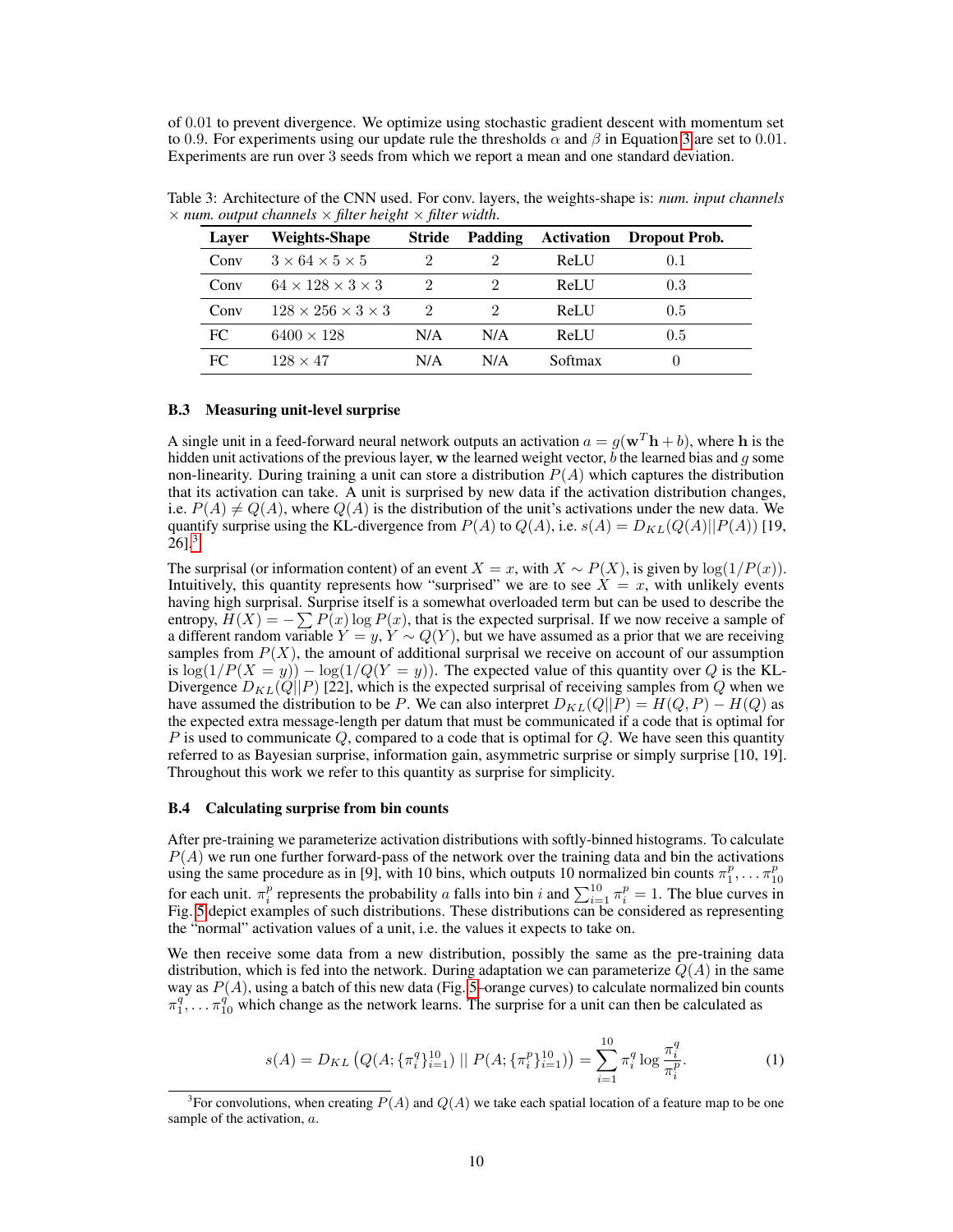of 0.01 to prevent divergence. We optimize using stochastic gradient descent with momentum set to 0.9. For experiments using our update rule the thresholds $\alpha$ and $\beta$ in Equation 3 are set to 0.01. Experiments are run over 3 seeds from which we report a mean and one standard deviation.

Table 3: Architecture of the CNN used. For conv. layers, the weights-shape is: *num. input channels* $\times$ *num. output channels* $\times$ *filter height* $\times$ *filter width.*

| Layer | Weights-Shape | Stride | Padding | Activation | Dropout Prob. |
|---|---|---|---|---|---|
| Conv | $3 \times 64 \times 5 \times 5$ | 2 | 2 | ReLU | 0.1 |
| Conv | $64 \times 128 \times 3 \times 3$ | 2 | 2 | ReLU | 0.3 |
| Conv | $128 \times 256 \times 3 \times 3$ | 2 | 2 | ReLU | 0.5 |
| FC | $6400 \times 128$ | N/A | N/A | ReLU | 0.5 |
| FC | $128 \times 47$ | N/A | N/A | Softmax | 0 |

### B.3 Measuring unit-level surprise

A single unit in a feed-forward neural network outputs an activation $a = g(\mathbf{w}^T\mathbf{h} + b)$, where $\mathbf{h}$ is the hidden unit activations of the previous layer, $\mathbf{w}$ the learned weight vector, $b$ the learned bias and $g$ some non-linearity. During training a unit can store a distribution $P(A)$ which captures the distribution that its activation can take. A unit is surprised by new data if the activation distribution changes, i.e. $P(A) \neq Q(A)$, where $Q(A)$ is the distribution of the unit's activations under the new data. We quantify surprise using the KL-divergence from $P(A)$ to $Q(A)$, i.e. $s(A) = D_{KL}(Q(A)||P(A))$ [19, 26].[3]

The surprisal (or information content) of an event $X = x$, with $X \sim P(X)$, is given by $\log(1/P(x))$. Intuitively, this quantity represents how "surprised" we are to see $X = x$, with unlikely events having high surprisal. Surprise itself is a somewhat overloaded term but can be used to describe the entropy, $H(X) = -\sum P(x) \log P(x)$, that is the expected surprisal. If we now receive a sample of a different random variable $Y = y$, $Y \sim Q(Y)$, but we have assumed as a prior that we are receiving samples from $P(X)$, the amount of additional surprisal we receive on account of our assumption is $\log(1/P(X = y)) - \log(1/Q(Y = y))$. The expected value of this quantity over $Q$ is the KL-Divergence $D_{KL}(Q||P)$ [22], which is the expected surprisal of receiving samples from $Q$ when we have assumed the distribution to be $P$. We can also interpret $D_{KL}(Q||P) = H(Q, P) - H(Q)$ as the expected extra message-length per datum that must be communicated if a code that is optimal for $P$ is used to communicate $Q$, compared to a code that is optimal for $Q$. We have seen this quantity referred to as Bayesian surprise, information gain, asymmetric surprise or simply surprise [10, 19]. Throughout this work we refer to this quantity as surprise for simplicity.

### B.4 Calculating surprise from bin counts

After pre-training we parameterize activation distributions with softly-binned histograms. To calculate $P(A)$ we run one further forward-pass of the network over the training data and bin the activations using the same procedure as in [9], with 10 bins, which outputs 10 normalized bin counts $\pi_1^p, \dots \pi_{10}^p$ for each unit. $\pi_i^p$ represents the probability $a$ falls into bin $i$ and $\sum_{i=1}^{10} \pi_i^p = 1$. The blue curves in Fig. 5 depict examples of such distributions. These distributions can be considered as representing the "normal" activation values of a unit, i.e. the values it expects to take on.

We then receive some data from a new distribution, possibly the same as the pre-training data distribution, which is fed into the network. During adaptation we can parameterize $Q(A)$ in the same way as $P(A)$, using a batch of this new data (Fig. 5–orange curves) to calculate normalized bin counts $\pi_1^q, \dots \pi_{10}^q$ which change as the network learns. The surprise for a unit can then be calculated as

$$s(A) = D_{KL}\left(Q(A; \{\pi_i^q\}_{i=1}^{10}) \;||\; P(A; \{\pi_i^p\}_{i=1}^{10})\right) = \sum_{i=1}^{10} \pi_i^q \log \frac{\pi_i^q}{\pi_i^p}. \tag{1}$$

[3] For convolutions, when creating $P(A)$ and $Q(A)$ we take each spatial location of a feature map to be one sample of the activation, $a$.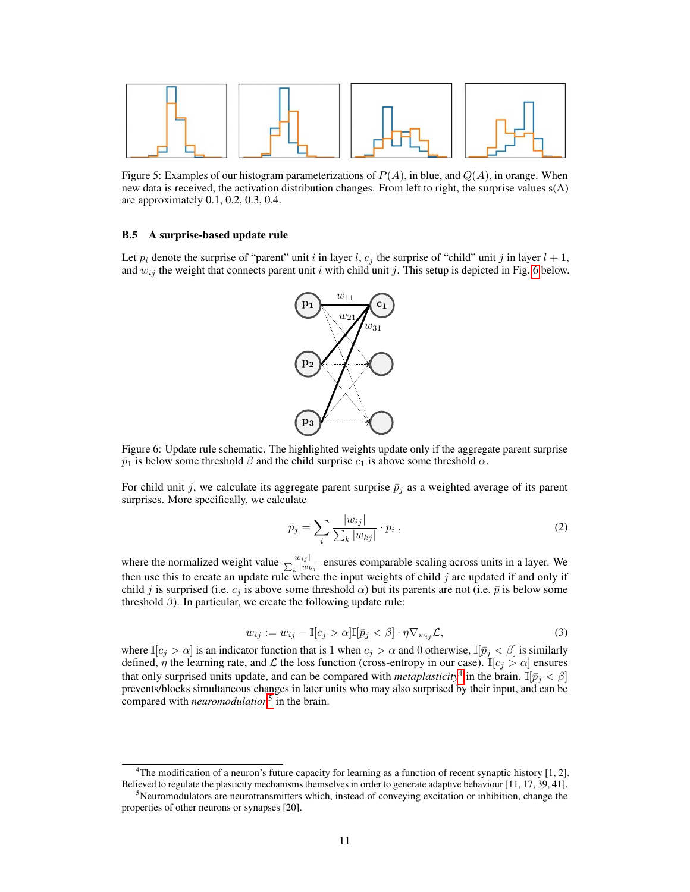Figure 5: Examples of our histogram parameterizations of $P(A)$, in blue, and $Q(A)$, in orange. When new data is received, the activation distribution changes. From left to right, the surprise values s(A) are approximately 0.1, 0.2, 0.3, 0.4.

### B.5 A surprise-based update rule

Let $p_i$ denote the surprise of "parent" unit $i$ in layer $l$, $c_j$ the surprise of "child" unit $j$ in layer $l+1$, and $w_{ij}$ the weight that connects parent unit $i$ with child unit $j$. This setup is depicted in Fig. 6 below.

Figure 6: Update rule schematic. The highlighted weights update only if the aggregate parent surprise $\bar{p}_1$ is below some threshold $\beta$ and the child surprise $c_1$ is above some threshold $\alpha$.

For child unit $j$, we calculate its aggregate parent surprise $\bar{p}_j$ as a weighted average of its parent surprises. More specifically, we calculate

$$\bar{p}_j = \sum_i \frac{|w_{ij}|}{\sum_k |w_{kj}|} \cdot p_i \ , \tag{2}$$

where the normalized weight value $\frac{|w_{ij}|}{\sum_k |w_{kj}|}$ ensures comparable scaling across units in a layer. We then use this to create an update rule where the input weights of child $j$ are updated if and only if child $j$ is surprised (i.e. $c_j$ is above some threshold $\alpha$) but its parents are not (i.e. $\bar{p}$ is below some threshold $\beta$). In particular, we create the following update rule:

$$w_{ij} := w_{ij} - \mathbb{I}[c_j > \alpha]\mathbb{I}[\bar{p}_j < \beta] \cdot \eta \nabla_{w_{ij}} \mathcal{L}, \tag{3}$$

where $\mathbb{I}[c_j > \alpha]$ is an indicator function that is 1 when $c_j > \alpha$ and 0 otherwise, $\mathbb{I}[\bar{p}_j < \beta]$ is similarly defined, $\eta$ the learning rate, and $\mathcal{L}$ the loss function (cross-entropy in our case). $\mathbb{I}[c_j > \alpha]$ ensures that only surprised units update, and can be compared with *metaplasticity*[4] in the brain. $\mathbb{I}[\bar{p}_j < \beta]$ prevents/blocks simultaneous changes in later units who may also surprised by their input, and can be compared with *neuromodulation*[5] in the brain.

[4] The modification of a neuron's future capacity for learning as a function of recent synaptic history [1, 2]. Believed to regulate the plasticity mechanisms themselves in order to generate adaptive behaviour [11, 17, 39, 41].

[5] Neuromodulators are neurotransmitters which, instead of conveying excitation or inhibition, change the properties of other neurons or synapses [20].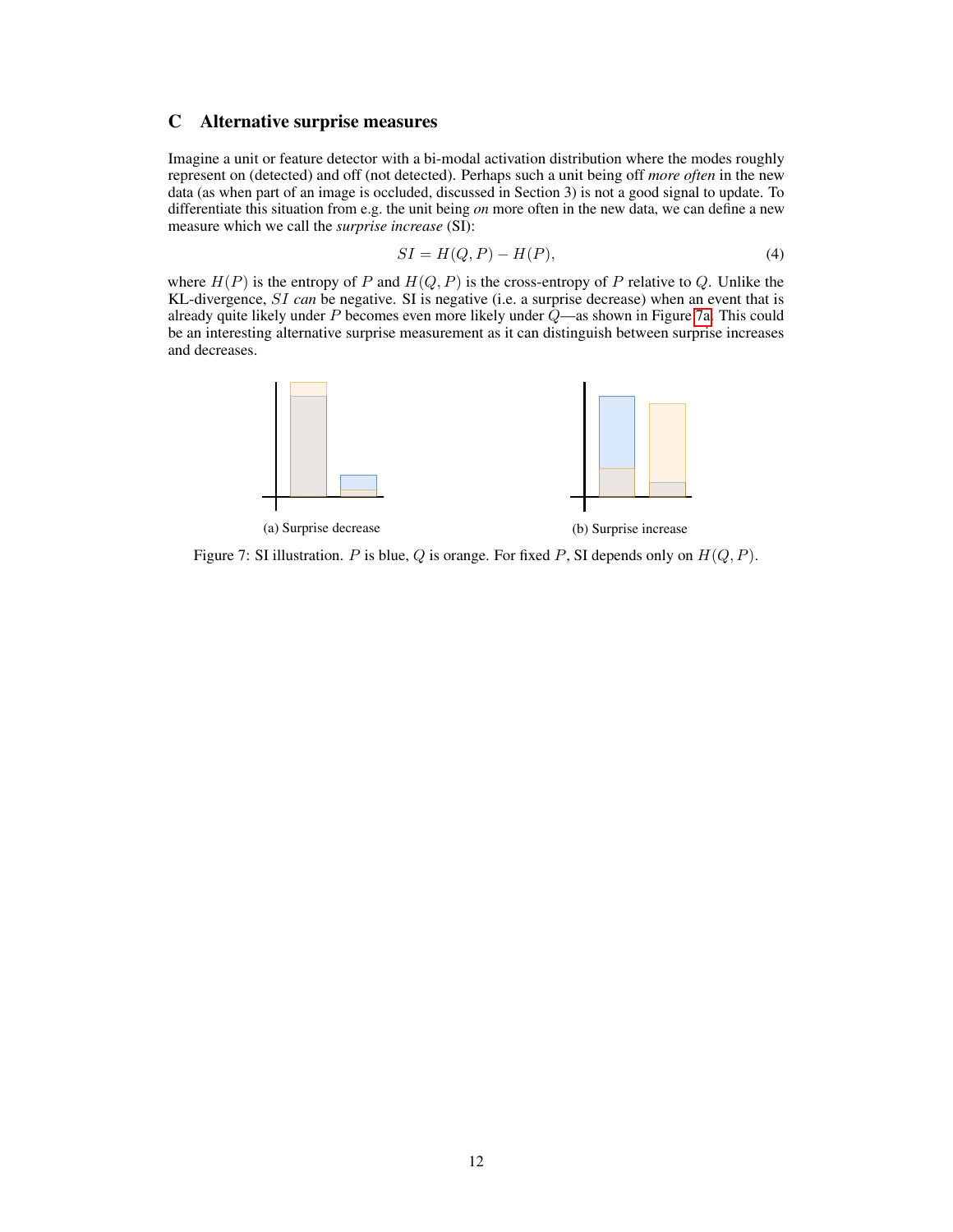## C Alternative surprise measures

Imagine a unit or feature detector with a bi-modal activation distribution where the modes roughly represent on (detected) and off (not detected). Perhaps such a unit being off *more often* in the new data (as when part of an image is occluded, discussed in Section 3) is not a good signal to update. To differentiate this situation from e.g. the unit being *on* more often in the new data, we can define a new measure which we call the *surprise increase* (SI):

$$SI = H(Q, P) - H(P), \tag{4}$$

where $H(P)$ is the entropy of $P$ and $H(Q, P)$ is the cross-entropy of $P$ relative to $Q$. Unlike the KL-divergence, $SI$ *can* be negative. SI is negative (i.e. a surprise decrease) when an event that is already quite likely under $P$ becomes even more likely under $Q$—as shown in Figure 7a. This could be an interesting alternative surprise measurement as it can distinguish between surprise increases and decreases.

(a) Surprise decrease

(b) Surprise increase

Figure 7: SI illustration. $P$ is blue, $Q$ is orange. For fixed $P$, SI depends only on $H(Q, P)$.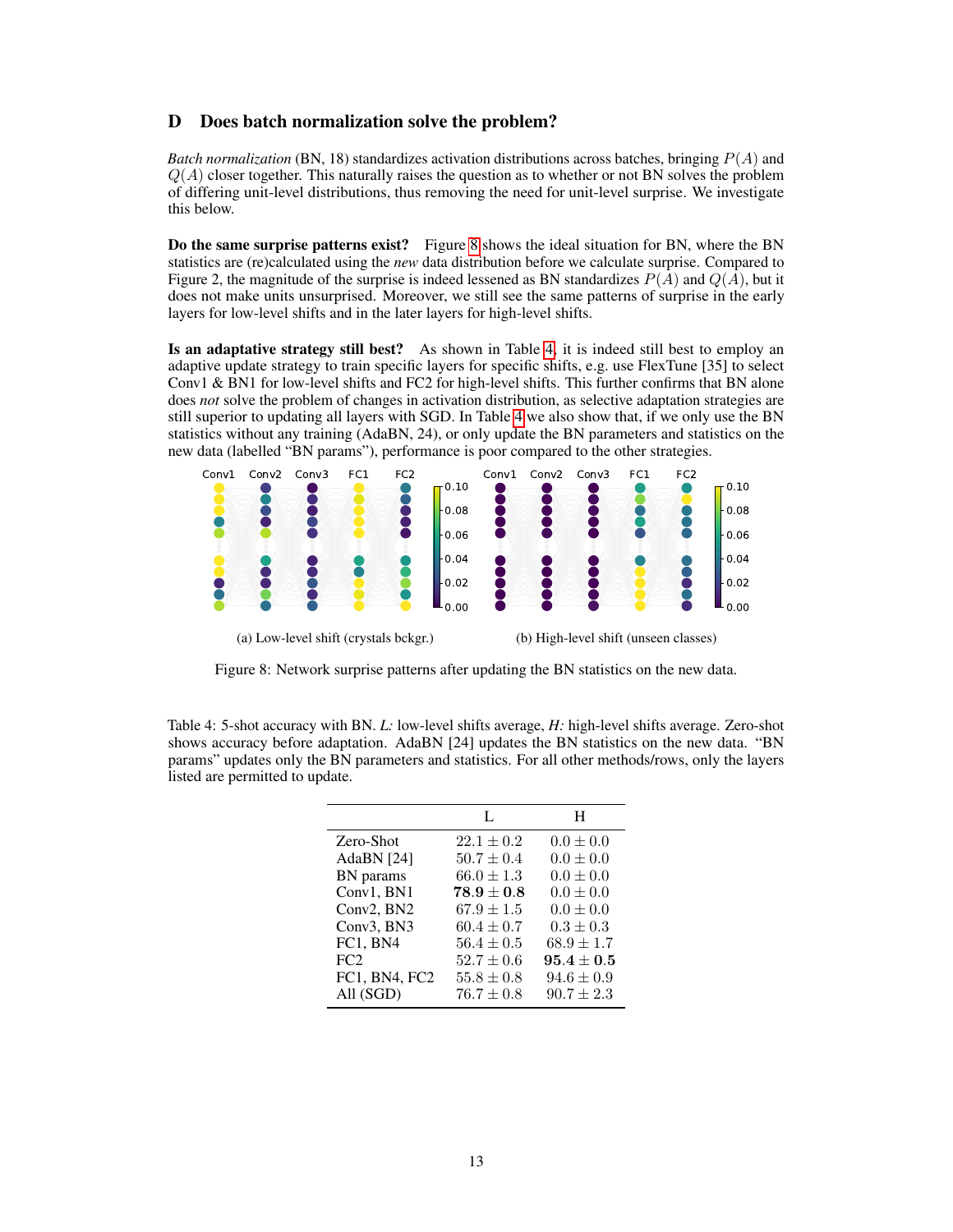## D Does batch normalization solve the problem?

*Batch normalization* (BN, 18) standardizes activation distributions across batches, bringing $P(A)$ and $Q(A)$ closer together. This naturally raises the question as to whether or not BN solves the problem of differing unit-level distributions, thus removing the need for unit-level surprise. We investigate this below.

**Do the same surprise patterns exist?** Figure 8 shows the ideal situation for BN, where the BN statistics are (re)calculated using the *new* data distribution before we calculate surprise. Compared to Figure 2, the magnitude of the surprise is indeed lessened as BN standardizes $P(A)$ and $Q(A)$, but it does not make units unsurprised. Moreover, we still see the same patterns of surprise in the early layers for low-level shifts and in the later layers for high-level shifts.

**Is an adaptative strategy still best?** As shown in Table 4, it is indeed still best to employ an adaptive update strategy to train specific layers for specific shifts, e.g. use FlexTune [35] to select Conv1 & BN1 for low-level shifts and FC2 for high-level shifts. This further confirms that BN alone does *not* solve the problem of changes in activation distribution, as selective adaptation strategies are still superior to updating all layers with SGD. In Table 4 we also show that, if we only use the BN statistics without any training (AdaBN, 24), or only update the BN parameters and statistics on the new data (labelled "BN params"), performance is poor compared to the other strategies.

(a) Low-level shift (crystals bckgr.)

(b) High-level shift (unseen classes)

Figure 8: Network surprise patterns after updating the BN statistics on the new data.

Table 4: 5-shot accuracy with BN. *L:* low-level shifts average, *H:* high-level shifts average. Zero-shot shows accuracy before adaptation. AdaBN [24] updates the BN statistics on the new data. "BN params" updates only the BN parameters and statistics. For all other methods/rows, only the layers listed are permitted to update.

| | L | H |
|---|---|---|
| Zero-Shot | $22.1 \pm 0.2$ | $0.0 \pm 0.0$ |
| AdaBN [24] | $50.7 \pm 0.4$ | $0.0 \pm 0.0$ |
| BN params | $66.0 \pm 1.3$ | $0.0 \pm 0.0$ |
| Conv1, BN1 | $\mathbf{78.9 \pm 0.8}$ | $0.0 \pm 0.0$ |
| Conv2, BN2 | $67.9 \pm 1.5$ | $0.0 \pm 0.0$ |
| Conv3, BN3 | $60.4 \pm 0.7$ | $0.3 \pm 0.3$ |
| FC1, BN4 | $56.4 \pm 0.5$ | $68.9 \pm 1.7$ |
| FC2 | $52.7 \pm 0.6$ | $\mathbf{95.4 \pm 0.5}$ |
| FC1, BN4, FC2 | $55.8 \pm 0.8$ | $94.6 \pm 0.9$ |
| All (SGD) | $76.7 \pm 0.8$ | $90.7 \pm 2.3$ |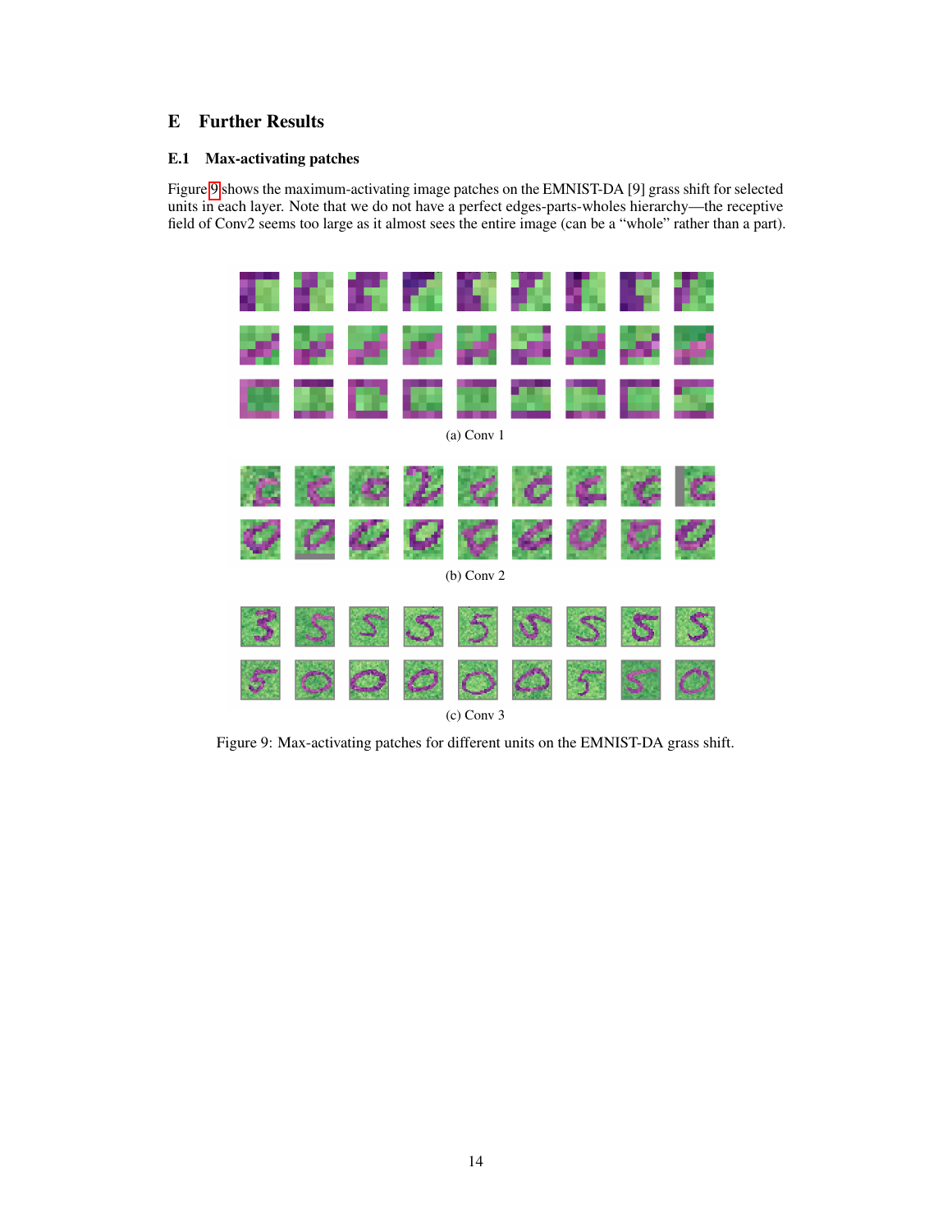# E Further Results

## E.1 Max-activating patches

Figure 9 shows the maximum-activating image patches on the EMNIST-DA [9] grass shift for selected units in each layer. Note that we do not have a perfect edges-parts-wholes hierarchy—the receptive field of Conv2 seems too large as it almost sees the entire image (can be a "whole" rather than a part).

(a) Conv 1

(b) Conv 2

(c) Conv 3

Figure 9: Max-activating patches for different units on the EMNIST-DA grass shift.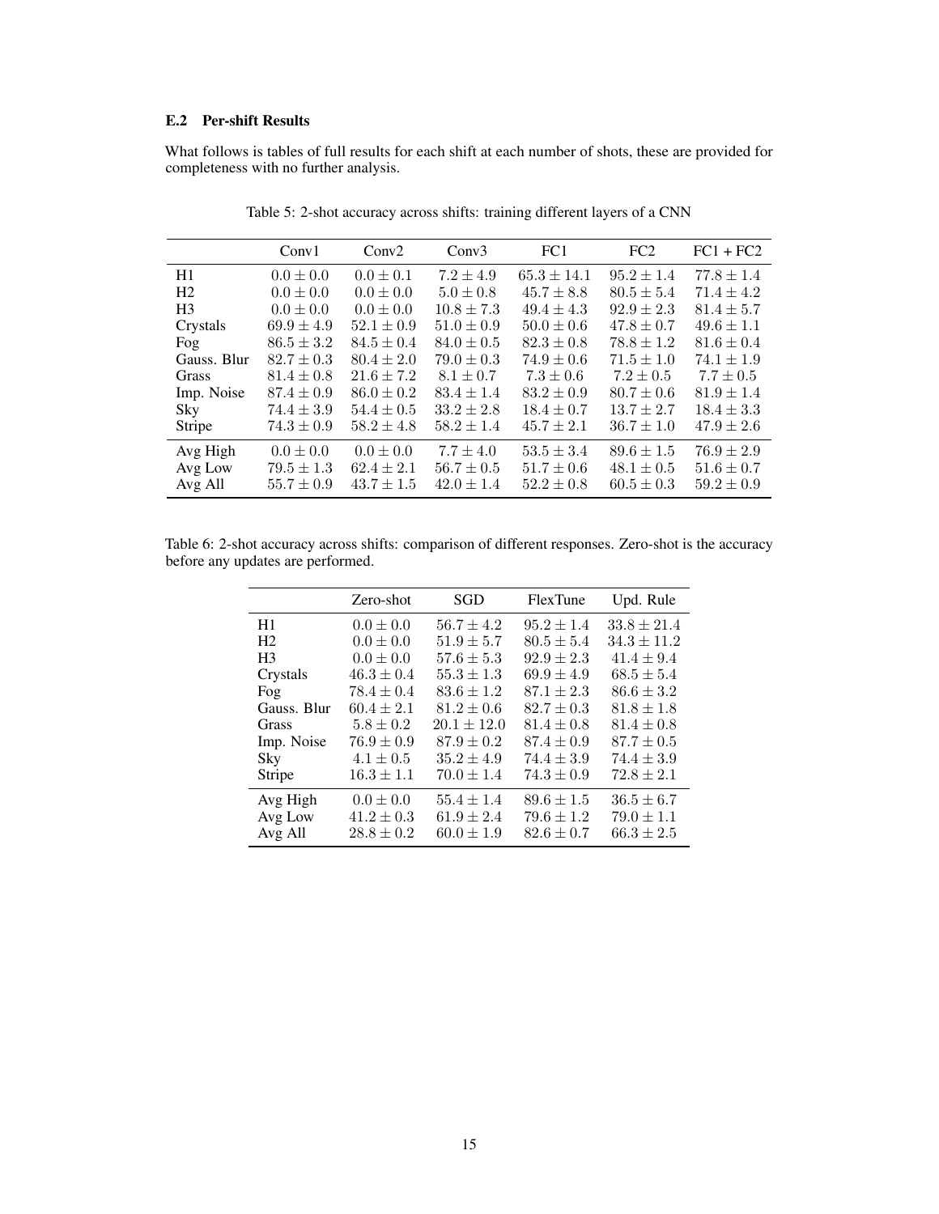### E.2 Per-shift Results

What follows is tables of full results for each shift at each number of shots, these are provided for completeness with no further analysis.

Table 5: 2-shot accuracy across shifts: training different layers of a CNN

| | Conv1 | Conv2 | Conv3 | FC1 | FC2 | FC1 + FC2 |
|---|---|---|---|---|---|---|
| H1 | $0.0 \pm 0.0$ | $0.0 \pm 0.1$ | $7.2 \pm 4.9$ | $65.3 \pm 14.1$ | $95.2 \pm 1.4$ | $77.8 \pm 1.4$ |
| H2 | $0.0 \pm 0.0$ | $0.0 \pm 0.0$ | $5.0 \pm 0.8$ | $45.7 \pm 8.8$ | $80.5 \pm 5.4$ | $71.4 \pm 4.2$ |
| H3 | $0.0 \pm 0.0$ | $0.0 \pm 0.0$ | $10.8 \pm 7.3$ | $49.4 \pm 4.3$ | $92.9 \pm 2.3$ | $81.4 \pm 5.7$ |
| Crystals | $69.9 \pm 4.9$ | $52.1 \pm 0.9$ | $51.0 \pm 0.9$ | $50.0 \pm 0.6$ | $47.8 \pm 0.7$ | $49.6 \pm 1.1$ |
| Fog | $86.5 \pm 3.2$ | $84.5 \pm 0.4$ | $84.0 \pm 0.5$ | $82.3 \pm 0.8$ | $78.8 \pm 1.2$ | $81.6 \pm 0.4$ |
| Gauss. Blur | $82.7 \pm 0.3$ | $80.4 \pm 2.0$ | $79.0 \pm 0.3$ | $74.9 \pm 0.6$ | $71.5 \pm 1.0$ | $74.1 \pm 1.9$ |
| Grass | $81.4 \pm 0.8$ | $21.6 \pm 7.2$ | $8.1 \pm 0.7$ | $7.3 \pm 0.6$ | $7.2 \pm 0.5$ | $7.7 \pm 0.5$ |
| Imp. Noise | $87.4 \pm 0.9$ | $86.0 \pm 0.2$ | $83.4 \pm 1.4$ | $83.2 \pm 0.9$ | $80.7 \pm 0.6$ | $81.9 \pm 1.4$ |
| Sky | $74.4 \pm 3.9$ | $54.4 \pm 0.5$ | $33.2 \pm 2.8$ | $18.4 \pm 0.7$ | $13.7 \pm 2.7$ | $18.4 \pm 3.3$ |
| Stripe | $74.3 \pm 0.9$ | $58.2 \pm 4.8$ | $58.2 \pm 1.4$ | $45.7 \pm 2.1$ | $36.7 \pm 1.0$ | $47.9 \pm 2.6$ |
| Avg High | $0.0 \pm 0.0$ | $0.0 \pm 0.0$ | $7.7 \pm 4.0$ | $53.5 \pm 3.4$ | $89.6 \pm 1.5$ | $76.9 \pm 2.9$ |
| Avg Low | $79.5 \pm 1.3$ | $62.4 \pm 2.1$ | $56.7 \pm 0.5$ | $51.7 \pm 0.6$ | $48.1 \pm 0.5$ | $51.6 \pm 0.7$ |
| Avg All | $55.7 \pm 0.9$ | $43.7 \pm 1.5$ | $42.0 \pm 1.4$ | $52.2 \pm 0.8$ | $60.5 \pm 0.3$ | $59.2 \pm 0.9$ |

Table 6: 2-shot accuracy across shifts: comparison of different responses. Zero-shot is the accuracy before any updates are performed.

| | Zero-shot | SGD | FlexTune | Upd. Rule |
|---|---|---|---|---|
| H1 | $0.0 \pm 0.0$ | $56.7 \pm 4.2$ | $95.2 \pm 1.4$ | $33.8 \pm 21.4$ |
| H2 | $0.0 \pm 0.0$ | $51.9 \pm 5.7$ | $80.5 \pm 5.4$ | $34.3 \pm 11.2$ |
| H3 | $0.0 \pm 0.0$ | $57.6 \pm 5.3$ | $92.9 \pm 2.3$ | $41.4 \pm 9.4$ |
| Crystals | $46.3 \pm 0.4$ | $55.3 \pm 1.3$ | $69.9 \pm 4.9$ | $68.5 \pm 5.4$ |
| Fog | $78.4 \pm 0.4$ | $83.6 \pm 1.2$ | $87.1 \pm 2.3$ | $86.6 \pm 3.2$ |
| Gauss. Blur | $60.4 \pm 2.1$ | $81.2 \pm 0.6$ | $82.7 \pm 0.3$ | $81.8 \pm 1.8$ |
| Grass | $5.8 \pm 0.2$ | $20.1 \pm 12.0$ | $81.4 \pm 0.8$ | $81.4 \pm 0.8$ |
| Imp. Noise | $76.9 \pm 0.9$ | $87.9 \pm 0.2$ | $87.4 \pm 0.9$ | $87.7 \pm 0.5$ |
| Sky | $4.1 \pm 0.5$ | $35.2 \pm 4.9$ | $74.4 \pm 3.9$ | $74.4 \pm 3.9$ |
| Stripe | $16.3 \pm 1.1$ | $70.0 \pm 1.4$ | $74.3 \pm 0.9$ | $72.8 \pm 2.1$ |
| Avg High | $0.0 \pm 0.0$ | $55.4 \pm 1.4$ | $89.6 \pm 1.5$ | $36.5 \pm 6.7$ |
| Avg Low | $41.2 \pm 0.3$ | $61.9 \pm 2.4$ | $79.6 \pm 1.2$ | $79.0 \pm 1.1$ |
| Avg All | $28.8 \pm 0.2$ | $60.0 \pm 1.9$ | $82.6 \pm 0.7$ | $66.3 \pm 2.5$ |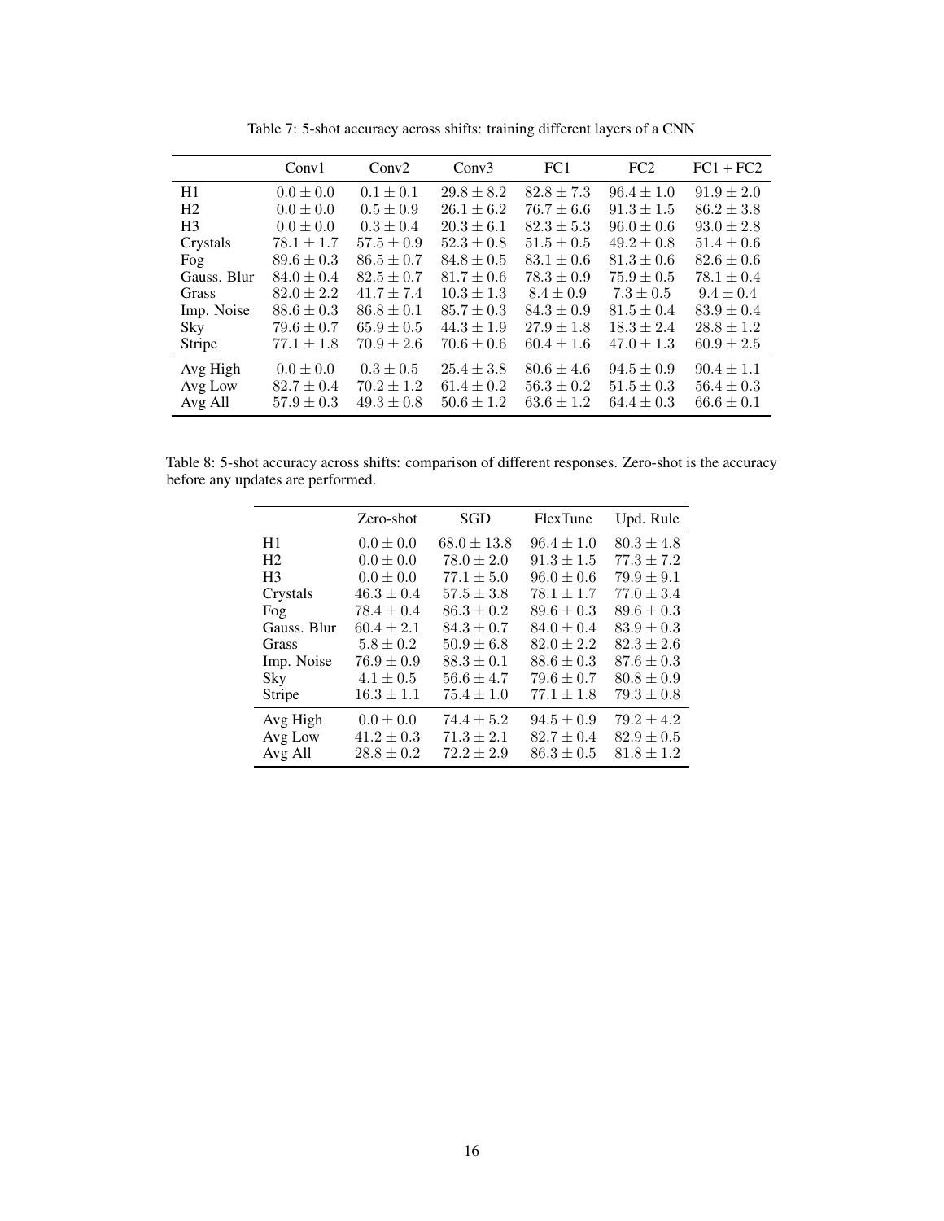Table 7: 5-shot accuracy across shifts: training different layers of a CNN

| | Conv1 | Conv2 | Conv3 | FC1 | FC2 | FC1 + FC2 |
|---|---|---|---|---|---|---|
| H1 | $0.0 \pm 0.0$ | $0.1 \pm 0.1$ | $29.8 \pm 8.2$ | $82.8 \pm 7.3$ | $96.4 \pm 1.0$ | $91.9 \pm 2.0$ |
| H2 | $0.0 \pm 0.0$ | $0.5 \pm 0.9$ | $26.1 \pm 6.2$ | $76.7 \pm 6.6$ | $91.3 \pm 1.5$ | $86.2 \pm 3.8$ |
| H3 | $0.0 \pm 0.0$ | $0.3 \pm 0.4$ | $20.3 \pm 6.1$ | $82.3 \pm 5.3$ | $96.0 \pm 0.6$ | $93.0 \pm 2.8$ |
| Crystals | $78.1 \pm 1.7$ | $57.5 \pm 0.9$ | $52.3 \pm 0.8$ | $51.5 \pm 0.5$ | $49.2 \pm 0.8$ | $51.4 \pm 0.6$ |
| Fog | $89.6 \pm 0.3$ | $86.5 \pm 0.7$ | $84.8 \pm 0.5$ | $83.1 \pm 0.6$ | $81.3 \pm 0.6$ | $82.6 \pm 0.6$ |
| Gauss. Blur | $84.0 \pm 0.4$ | $82.5 \pm 0.7$ | $81.7 \pm 0.6$ | $78.3 \pm 0.9$ | $75.9 \pm 0.5$ | $78.1 \pm 0.4$ |
| Grass | $82.0 \pm 2.2$ | $41.7 \pm 7.4$ | $10.3 \pm 1.3$ | $8.4 \pm 0.9$ | $7.3 \pm 0.5$ | $9.4 \pm 0.4$ |
| Imp. Noise | $88.6 \pm 0.3$ | $86.8 \pm 0.1$ | $85.7 \pm 0.3$ | $84.3 \pm 0.9$ | $81.5 \pm 0.4$ | $83.9 \pm 0.4$ |
| Sky | $79.6 \pm 0.7$ | $65.9 \pm 0.5$ | $44.3 \pm 1.9$ | $27.9 \pm 1.8$ | $18.3 \pm 2.4$ | $28.8 \pm 1.2$ |
| Stripe | $77.1 \pm 1.8$ | $70.9 \pm 2.6$ | $70.6 \pm 0.6$ | $60.4 \pm 1.6$ | $47.0 \pm 1.3$ | $60.9 \pm 2.5$ |
| Avg High | $0.0 \pm 0.0$ | $0.3 \pm 0.5$ | $25.4 \pm 3.8$ | $80.6 \pm 4.6$ | $94.5 \pm 0.9$ | $90.4 \pm 1.1$ |
| Avg Low | $82.7 \pm 0.4$ | $70.2 \pm 1.2$ | $61.4 \pm 0.2$ | $56.3 \pm 0.2$ | $51.5 \pm 0.3$ | $56.4 \pm 0.3$ |
| Avg All | $57.9 \pm 0.3$ | $49.3 \pm 0.8$ | $50.6 \pm 1.2$ | $63.6 \pm 1.2$ | $64.4 \pm 0.3$ | $66.6 \pm 0.1$ |

Table 8: 5-shot accuracy across shifts: comparison of different responses. Zero-shot is the accuracy before any updates are performed.

| | Zero-shot | SGD | FlexTune | Upd. Rule |
|---|---|---|---|---|
| H1 | $0.0 \pm 0.0$ | $68.0 \pm 13.8$ | $96.4 \pm 1.0$ | $80.3 \pm 4.8$ |
| H2 | $0.0 \pm 0.0$ | $78.0 \pm 2.0$ | $91.3 \pm 1.5$ | $77.3 \pm 7.2$ |
| H3 | $0.0 \pm 0.0$ | $77.1 \pm 5.0$ | $96.0 \pm 0.6$ | $79.9 \pm 9.1$ |
| Crystals | $46.3 \pm 0.4$ | $57.5 \pm 3.8$ | $78.1 \pm 1.7$ | $77.0 \pm 3.4$ |
| Fog | $78.4 \pm 0.4$ | $86.3 \pm 0.2$ | $89.6 \pm 0.3$ | $89.6 \pm 0.3$ |
| Gauss. Blur | $60.4 \pm 2.1$ | $84.3 \pm 0.7$ | $84.0 \pm 0.4$ | $83.9 \pm 0.3$ |
| Grass | $5.8 \pm 0.2$ | $50.9 \pm 6.8$ | $82.0 \pm 2.2$ | $82.3 \pm 2.6$ |
| Imp. Noise | $76.9 \pm 0.9$ | $88.3 \pm 0.1$ | $88.6 \pm 0.3$ | $87.6 \pm 0.3$ |
| Sky | $4.1 \pm 0.5$ | $56.6 \pm 4.7$ | $79.6 \pm 0.7$ | $80.8 \pm 0.9$ |
| Stripe | $16.3 \pm 1.1$ | $75.4 \pm 1.0$ | $77.1 \pm 1.8$ | $79.3 \pm 0.8$ |
| Avg High | $0.0 \pm 0.0$ | $74.4 \pm 5.2$ | $94.5 \pm 0.9$ | $79.2 \pm 4.2$ |
| Avg Low | $41.2 \pm 0.3$ | $71.3 \pm 2.1$ | $82.7 \pm 0.4$ | $82.9 \pm 0.5$ |
| Avg All | $28.8 \pm 0.2$ | $72.2 \pm 2.9$ | $86.3 \pm 0.5$ | $81.8 \pm 1.2$ |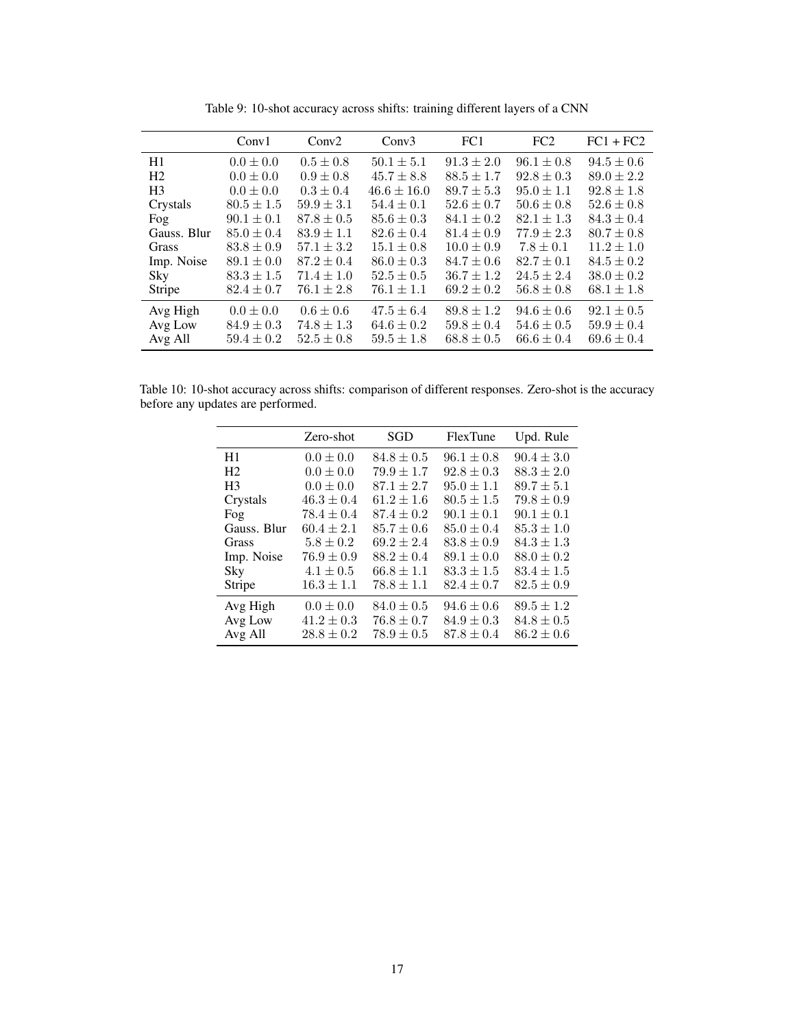Table 9: 10-shot accuracy across shifts: training different layers of a CNN

| | Conv1 | Conv2 | Conv3 | FC1 | FC2 | FC1 + FC2 |
|---|---|---|---|---|---|---|
| H1 | $0.0 \pm 0.0$ | $0.5 \pm 0.8$ | $50.1 \pm 5.1$ | $91.3 \pm 2.0$ | $96.1 \pm 0.8$ | $94.5 \pm 0.6$ |
| H2 | $0.0 \pm 0.0$ | $0.9 \pm 0.8$ | $45.7 \pm 8.8$ | $88.5 \pm 1.7$ | $92.8 \pm 0.3$ | $89.0 \pm 2.2$ |
| H3 | $0.0 \pm 0.0$ | $0.3 \pm 0.4$ | $46.6 \pm 16.0$ | $89.7 \pm 5.3$ | $95.0 \pm 1.1$ | $92.8 \pm 1.8$ |
| Crystals | $80.5 \pm 1.5$ | $59.9 \pm 3.1$ | $54.4 \pm 0.1$ | $52.6 \pm 0.7$ | $50.6 \pm 0.8$ | $52.6 \pm 0.8$ |
| Fog | $90.1 \pm 0.1$ | $87.8 \pm 0.5$ | $85.6 \pm 0.3$ | $84.1 \pm 0.2$ | $82.1 \pm 1.3$ | $84.3 \pm 0.4$ |
| Gauss. Blur | $85.0 \pm 0.4$ | $83.9 \pm 1.1$ | $82.6 \pm 0.4$ | $81.4 \pm 0.9$ | $77.9 \pm 2.3$ | $80.7 \pm 0.8$ |
| Grass | $83.8 \pm 0.9$ | $57.1 \pm 3.2$ | $15.1 \pm 0.8$ | $10.0 \pm 0.9$ | $7.8 \pm 0.1$ | $11.2 \pm 1.0$ |
| Imp. Noise | $89.1 \pm 0.0$ | $87.2 \pm 0.4$ | $86.0 \pm 0.3$ | $84.7 \pm 0.6$ | $82.7 \pm 0.1$ | $84.5 \pm 0.2$ |
| Sky | $83.3 \pm 1.5$ | $71.4 \pm 1.0$ | $52.5 \pm 0.5$ | $36.7 \pm 1.2$ | $24.5 \pm 2.4$ | $38.0 \pm 0.2$ |
| Stripe | $82.4 \pm 0.7$ | $76.1 \pm 2.8$ | $76.1 \pm 1.1$ | $69.2 \pm 0.2$ | $56.8 \pm 0.8$ | $68.1 \pm 1.8$ |
| Avg High | $0.0 \pm 0.0$ | $0.6 \pm 0.6$ | $47.5 \pm 6.4$ | $89.8 \pm 1.2$ | $94.6 \pm 0.6$ | $92.1 \pm 0.5$ |
| Avg Low | $84.9 \pm 0.3$ | $74.8 \pm 1.3$ | $64.6 \pm 0.2$ | $59.8 \pm 0.4$ | $54.6 \pm 0.5$ | $59.9 \pm 0.4$ |
| Avg All | $59.4 \pm 0.2$ | $52.5 \pm 0.8$ | $59.5 \pm 1.8$ | $68.8 \pm 0.5$ | $66.6 \pm 0.4$ | $69.6 \pm 0.4$ |

Table 10: 10-shot accuracy across shifts: comparison of different responses. Zero-shot is the accuracy before any updates are performed.

| | Zero-shot | SGD | FlexTune | Upd. Rule |
|---|---|---|---|---|
| H1 | $0.0 \pm 0.0$ | $84.8 \pm 0.5$ | $96.1 \pm 0.8$ | $90.4 \pm 3.0$ |
| H2 | $0.0 \pm 0.0$ | $79.9 \pm 1.7$ | $92.8 \pm 0.3$ | $88.3 \pm 2.0$ |
| H3 | $0.0 \pm 0.0$ | $87.1 \pm 2.7$ | $95.0 \pm 1.1$ | $89.7 \pm 5.1$ |
| Crystals | $46.3 \pm 0.4$ | $61.2 \pm 1.6$ | $80.5 \pm 1.5$ | $79.8 \pm 0.9$ |
| Fog | $78.4 \pm 0.4$ | $87.4 \pm 0.2$ | $90.1 \pm 0.1$ | $90.1 \pm 0.1$ |
| Gauss. Blur | $60.4 \pm 2.1$ | $85.7 \pm 0.6$ | $85.0 \pm 0.4$ | $85.3 \pm 1.0$ |
| Grass | $5.8 \pm 0.2$ | $69.2 \pm 2.4$ | $83.8 \pm 0.9$ | $84.3 \pm 1.3$ |
| Imp. Noise | $76.9 \pm 0.9$ | $88.2 \pm 0.4$ | $89.1 \pm 0.0$ | $88.0 \pm 0.2$ |
| Sky | $4.1 \pm 0.5$ | $66.8 \pm 1.1$ | $83.3 \pm 1.5$ | $83.4 \pm 1.5$ |
| Stripe | $16.3 \pm 1.1$ | $78.8 \pm 1.1$ | $82.4 \pm 0.7$ | $82.5 \pm 0.9$ |
| Avg High | $0.0 \pm 0.0$ | $84.0 \pm 0.5$ | $94.6 \pm 0.6$ | $89.5 \pm 1.2$ |
| Avg Low | $41.2 \pm 0.3$ | $76.8 \pm 0.7$ | $84.9 \pm 0.3$ | $84.8 \pm 0.5$ |
| Avg All | $28.8 \pm 0.2$ | $78.9 \pm 0.5$ | $87.8 \pm 0.4$ | $86.2 \pm 0.6$ |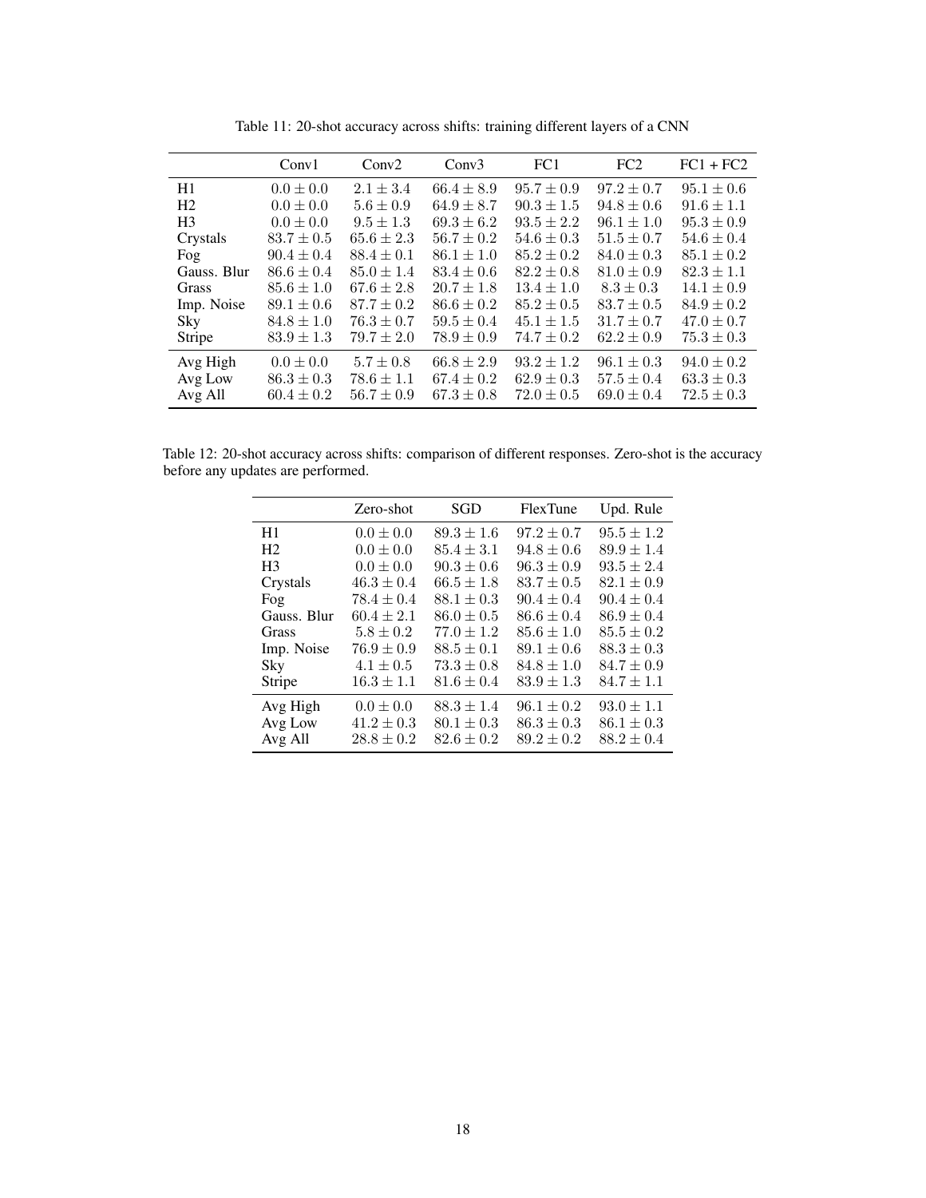Table 11: 20-shot accuracy across shifts: training different layers of a CNN

| | Conv1 | Conv2 | Conv3 | FC1 | FC2 | FC1 + FC2 |
|---|---|---|---|---|---|---|
| H1 | $0.0 \pm 0.0$ | $2.1 \pm 3.4$ | $66.4 \pm 8.9$ | $95.7 \pm 0.9$ | $97.2 \pm 0.7$ | $95.1 \pm 0.6$ |
| H2 | $0.0 \pm 0.0$ | $5.6 \pm 0.9$ | $64.9 \pm 8.7$ | $90.3 \pm 1.5$ | $94.8 \pm 0.6$ | $91.6 \pm 1.1$ |
| H3 | $0.0 \pm 0.0$ | $9.5 \pm 1.3$ | $69.3 \pm 6.2$ | $93.5 \pm 2.2$ | $96.1 \pm 1.0$ | $95.3 \pm 0.9$ |
| Crystals | $83.7 \pm 0.5$ | $65.6 \pm 2.3$ | $56.7 \pm 0.2$ | $54.6 \pm 0.3$ | $51.5 \pm 0.7$ | $54.6 \pm 0.4$ |
| Fog | $90.4 \pm 0.4$ | $88.4 \pm 0.1$ | $86.1 \pm 1.0$ | $85.2 \pm 0.2$ | $84.0 \pm 0.3$ | $85.1 \pm 0.2$ |
| Gauss. Blur | $86.6 \pm 0.4$ | $85.0 \pm 1.4$ | $83.4 \pm 0.6$ | $82.2 \pm 0.8$ | $81.0 \pm 0.9$ | $82.3 \pm 1.1$ |
| Grass | $85.6 \pm 1.0$ | $67.6 \pm 2.8$ | $20.7 \pm 1.8$ | $13.4 \pm 1.0$ | $8.3 \pm 0.3$ | $14.1 \pm 0.9$ |
| Imp. Noise | $89.1 \pm 0.6$ | $87.7 \pm 0.2$ | $86.6 \pm 0.2$ | $85.2 \pm 0.5$ | $83.7 \pm 0.5$ | $84.9 \pm 0.2$ |
| Sky | $84.8 \pm 1.0$ | $76.3 \pm 0.7$ | $59.5 \pm 0.4$ | $45.1 \pm 1.5$ | $31.7 \pm 0.7$ | $47.0 \pm 0.7$ |
| Stripe | $83.9 \pm 1.3$ | $79.7 \pm 2.0$ | $78.9 \pm 0.9$ | $74.7 \pm 0.2$ | $62.2 \pm 0.9$ | $75.3 \pm 0.3$ |
| Avg High | $0.0 \pm 0.0$ | $5.7 \pm 0.8$ | $66.8 \pm 2.9$ | $93.2 \pm 1.2$ | $96.1 \pm 0.3$ | $94.0 \pm 0.2$ |
| Avg Low | $86.3 \pm 0.3$ | $78.6 \pm 1.1$ | $67.4 \pm 0.2$ | $62.9 \pm 0.3$ | $57.5 \pm 0.4$ | $63.3 \pm 0.3$ |
| Avg All | $60.4 \pm 0.2$ | $56.7 \pm 0.9$ | $67.3 \pm 0.8$ | $72.0 \pm 0.5$ | $69.0 \pm 0.4$ | $72.5 \pm 0.3$ |

Table 12: 20-shot accuracy across shifts: comparison of different responses. Zero-shot is the accuracy before any updates are performed.

| | Zero-shot | SGD | FlexTune | Upd. Rule |
|---|---|---|---|---|
| H1 | $0.0 \pm 0.0$ | $89.3 \pm 1.6$ | $97.2 \pm 0.7$ | $95.5 \pm 1.2$ |
| H2 | $0.0 \pm 0.0$ | $85.4 \pm 3.1$ | $94.8 \pm 0.6$ | $89.9 \pm 1.4$ |
| H3 | $0.0 \pm 0.0$ | $90.3 \pm 0.6$ | $96.3 \pm 0.9$ | $93.5 \pm 2.4$ |
| Crystals | $46.3 \pm 0.4$ | $66.5 \pm 1.8$ | $83.7 \pm 0.5$ | $82.1 \pm 0.9$ |
| Fog | $78.4 \pm 0.4$ | $88.1 \pm 0.3$ | $90.4 \pm 0.4$ | $90.4 \pm 0.4$ |
| Gauss. Blur | $60.4 \pm 2.1$ | $86.0 \pm 0.5$ | $86.6 \pm 0.4$ | $86.9 \pm 0.4$ |
| Grass | $5.8 \pm 0.2$ | $77.0 \pm 1.2$ | $85.6 \pm 1.0$ | $85.5 \pm 0.2$ |
| Imp. Noise | $76.9 \pm 0.9$ | $88.5 \pm 0.1$ | $89.1 \pm 0.6$ | $88.3 \pm 0.3$ |
| Sky | $4.1 \pm 0.5$ | $73.3 \pm 0.8$ | $84.8 \pm 1.0$ | $84.7 \pm 0.9$ |
| Stripe | $16.3 \pm 1.1$ | $81.6 \pm 0.4$ | $83.9 \pm 1.3$ | $84.7 \pm 1.1$ |
| Avg High | $0.0 \pm 0.0$ | $88.3 \pm 1.4$ | $96.1 \pm 0.2$ | $93.0 \pm 1.1$ |
| Avg Low | $41.2 \pm 0.3$ | $80.1 \pm 0.3$ | $86.3 \pm 0.3$ | $86.1 \pm 0.3$ |
| Avg All | $28.8 \pm 0.2$ | $82.6 \pm 0.2$ | $89.2 \pm 0.2$ | $88.2 \pm 0.4$ |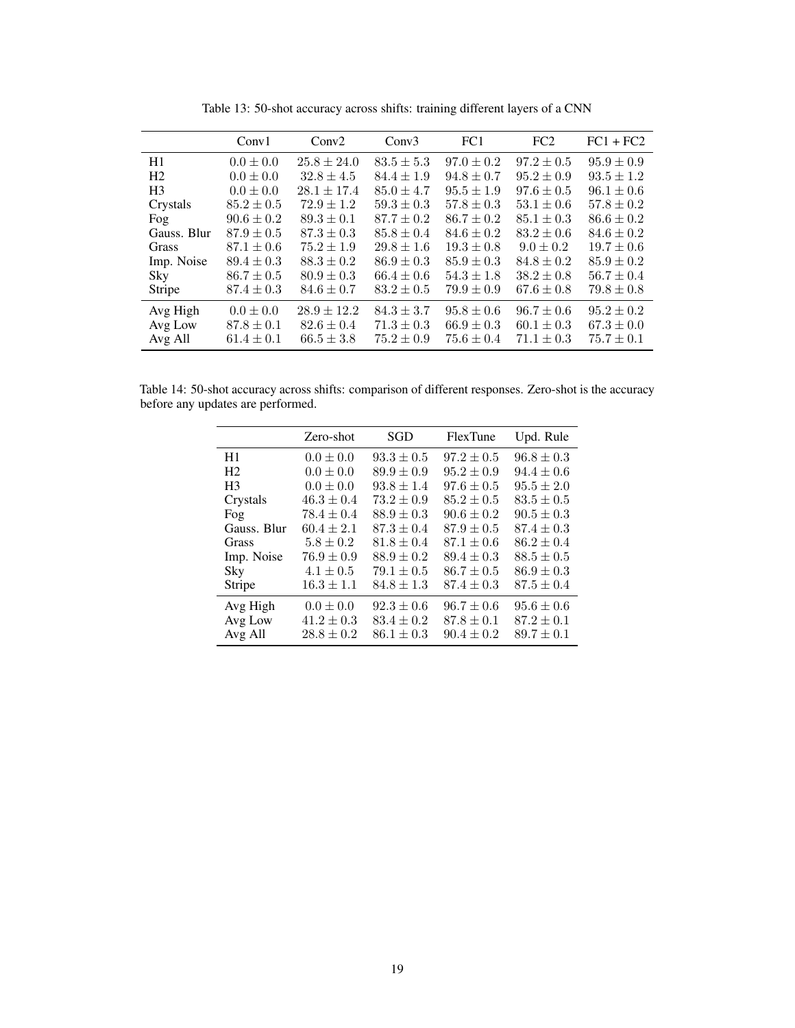Table 13: 50-shot accuracy across shifts: training different layers of a CNN

| | Conv1 | Conv2 | Conv3 | FC1 | FC2 | FC1 + FC2 |
|---|---|---|---|---|---|---|
| H1 | $0.0 \pm 0.0$ | $25.8 \pm 24.0$ | $83.5 \pm 5.3$ | $97.0 \pm 0.2$ | $97.2 \pm 0.5$ | $95.9 \pm 0.9$ |
| H2 | $0.0 \pm 0.0$ | $32.8 \pm 4.5$ | $84.4 \pm 1.9$ | $94.8 \pm 0.7$ | $95.2 \pm 0.9$ | $93.5 \pm 1.2$ |
| H3 | $0.0 \pm 0.0$ | $28.1 \pm 17.4$ | $85.0 \pm 4.7$ | $95.5 \pm 1.9$ | $97.6 \pm 0.5$ | $96.1 \pm 0.6$ |
| Crystals | $85.2 \pm 0.5$ | $72.9 \pm 1.2$ | $59.3 \pm 0.3$ | $57.8 \pm 0.3$ | $53.1 \pm 0.6$ | $57.8 \pm 0.2$ |
| Fog | $90.6 \pm 0.2$ | $89.3 \pm 0.1$ | $87.7 \pm 0.2$ | $86.7 \pm 0.2$ | $85.1 \pm 0.3$ | $86.6 \pm 0.2$ |
| Gauss. Blur | $87.9 \pm 0.5$ | $87.3 \pm 0.3$ | $85.8 \pm 0.4$ | $84.6 \pm 0.2$ | $83.2 \pm 0.6$ | $84.6 \pm 0.2$ |
| Grass | $87.1 \pm 0.6$ | $75.2 \pm 1.9$ | $29.8 \pm 1.6$ | $19.3 \pm 0.8$ | $9.0 \pm 0.2$ | $19.7 \pm 0.6$ |
| Imp. Noise | $89.4 \pm 0.3$ | $88.3 \pm 0.2$ | $86.9 \pm 0.3$ | $85.9 \pm 0.3$ | $84.8 \pm 0.2$ | $85.9 \pm 0.2$ |
| Sky | $86.7 \pm 0.5$ | $80.9 \pm 0.3$ | $66.4 \pm 0.6$ | $54.3 \pm 1.8$ | $38.2 \pm 0.8$ | $56.7 \pm 0.4$ |
| Stripe | $87.4 \pm 0.3$ | $84.6 \pm 0.7$ | $83.2 \pm 0.5$ | $79.9 \pm 0.9$ | $67.6 \pm 0.8$ | $79.8 \pm 0.8$ |
| Avg High | $0.0 \pm 0.0$ | $28.9 \pm 12.2$ | $84.3 \pm 3.7$ | $95.8 \pm 0.6$ | $96.7 \pm 0.6$ | $95.2 \pm 0.2$ |
| Avg Low | $87.8 \pm 0.1$ | $82.6 \pm 0.4$ | $71.3 \pm 0.3$ | $66.9 \pm 0.3$ | $60.1 \pm 0.3$ | $67.3 \pm 0.0$ |
| Avg All | $61.4 \pm 0.1$ | $66.5 \pm 3.8$ | $75.2 \pm 0.9$ | $75.6 \pm 0.4$ | $71.1 \pm 0.3$ | $75.7 \pm 0.1$ |

Table 14: 50-shot accuracy across shifts: comparison of different responses. Zero-shot is the accuracy before any updates are performed.

| | Zero-shot | SGD | FlexTune | Upd. Rule |
|---|---|---|---|---|
| H1 | $0.0 \pm 0.0$ | $93.3 \pm 0.5$ | $97.2 \pm 0.5$ | $96.8 \pm 0.3$ |
| H2 | $0.0 \pm 0.0$ | $89.9 \pm 0.9$ | $95.2 \pm 0.9$ | $94.4 \pm 0.6$ |
| H3 | $0.0 \pm 0.0$ | $93.8 \pm 1.4$ | $97.6 \pm 0.5$ | $95.5 \pm 2.0$ |
| Crystals | $46.3 \pm 0.4$ | $73.2 \pm 0.9$ | $85.2 \pm 0.5$ | $83.5 \pm 0.5$ |
| Fog | $78.4 \pm 0.4$ | $88.9 \pm 0.3$ | $90.6 \pm 0.2$ | $90.5 \pm 0.3$ |
| Gauss. Blur | $60.4 \pm 2.1$ | $87.3 \pm 0.4$ | $87.9 \pm 0.5$ | $87.4 \pm 0.3$ |
| Grass | $5.8 \pm 0.2$ | $81.8 \pm 0.4$ | $87.1 \pm 0.6$ | $86.2 \pm 0.4$ |
| Imp. Noise | $76.9 \pm 0.9$ | $88.9 \pm 0.2$ | $89.4 \pm 0.3$ | $88.5 \pm 0.5$ |
| Sky | $4.1 \pm 0.5$ | $79.1 \pm 0.5$ | $86.7 \pm 0.5$ | $86.9 \pm 0.3$ |
| Stripe | $16.3 \pm 1.1$ | $84.8 \pm 1.3$ | $87.4 \pm 0.3$ | $87.5 \pm 0.4$ |
| Avg High | $0.0 \pm 0.0$ | $92.3 \pm 0.6$ | $96.7 \pm 0.6$ | $95.6 \pm 0.6$ |
| Avg Low | $41.2 \pm 0.3$ | $83.4 \pm 0.2$ | $87.8 \pm 0.1$ | $87.2 \pm 0.1$ |
| Avg All | $28.8 \pm 0.2$ | $86.1 \pm 0.3$ | $90.4 \pm 0.2$ | $89.7 \pm 0.1$ |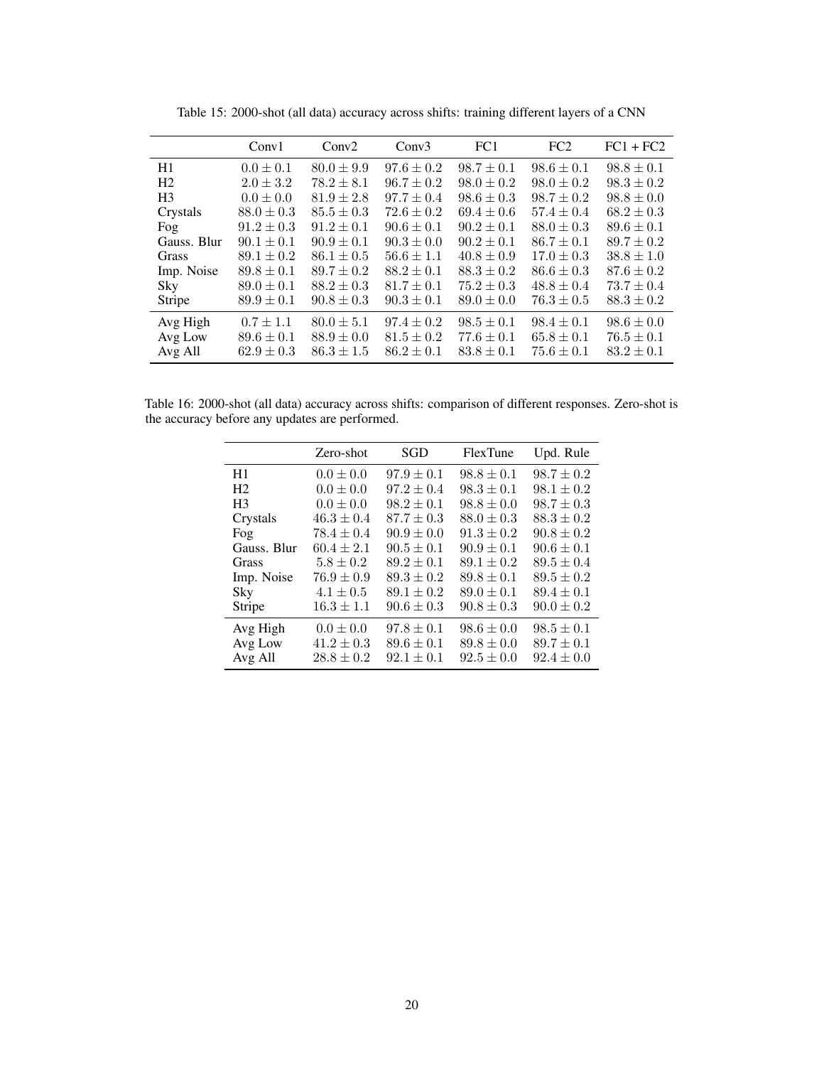Table 15: 2000-shot (all data) accuracy across shifts: training different layers of a CNN

| | Conv1 | Conv2 | Conv3 | FC1 | FC2 | FC1 + FC2 |
|---|---|---|---|---|---|---|
| H1 | $0.0 \pm 0.1$ | $80.0 \pm 9.9$ | $97.6 \pm 0.2$ | $98.7 \pm 0.1$ | $98.6 \pm 0.1$ | $98.8 \pm 0.1$ |
| H2 | $2.0 \pm 3.2$ | $78.2 \pm 8.1$ | $96.7 \pm 0.2$ | $98.0 \pm 0.2$ | $98.0 \pm 0.2$ | $98.3 \pm 0.2$ |
| H3 | $0.0 \pm 0.0$ | $81.9 \pm 2.8$ | $97.7 \pm 0.4$ | $98.6 \pm 0.3$ | $98.7 \pm 0.2$ | $98.8 \pm 0.0$ |
| Crystals | $88.0 \pm 0.3$ | $85.5 \pm 0.3$ | $72.6 \pm 0.2$ | $69.4 \pm 0.6$ | $57.4 \pm 0.4$ | $68.2 \pm 0.3$ |
| Fog | $91.2 \pm 0.3$ | $91.2 \pm 0.1$ | $90.6 \pm 0.1$ | $90.2 \pm 0.1$ | $88.0 \pm 0.3$ | $89.6 \pm 0.1$ |
| Gauss. Blur | $90.1 \pm 0.1$ | $90.9 \pm 0.1$ | $90.3 \pm 0.0$ | $90.2 \pm 0.1$ | $86.7 \pm 0.1$ | $89.7 \pm 0.2$ |
| Grass | $89.1 \pm 0.2$ | $86.1 \pm 0.5$ | $56.6 \pm 1.1$ | $40.8 \pm 0.9$ | $17.0 \pm 0.3$ | $38.8 \pm 1.0$ |
| Imp. Noise | $89.8 \pm 0.1$ | $89.7 \pm 0.2$ | $88.2 \pm 0.1$ | $88.3 \pm 0.2$ | $86.6 \pm 0.3$ | $87.6 \pm 0.2$ |
| Sky | $89.0 \pm 0.1$ | $88.2 \pm 0.3$ | $81.7 \pm 0.1$ | $75.2 \pm 0.3$ | $48.8 \pm 0.4$ | $73.7 \pm 0.4$ |
| Stripe | $89.9 \pm 0.1$ | $90.8 \pm 0.3$ | $90.3 \pm 0.1$ | $89.0 \pm 0.0$ | $76.3 \pm 0.5$ | $88.3 \pm 0.2$ |
| Avg High | $0.7 \pm 1.1$ | $80.0 \pm 5.1$ | $97.4 \pm 0.2$ | $98.5 \pm 0.1$ | $98.4 \pm 0.1$ | $98.6 \pm 0.0$ |
| Avg Low | $89.6 \pm 0.1$ | $88.9 \pm 0.0$ | $81.5 \pm 0.2$ | $77.6 \pm 0.1$ | $65.8 \pm 0.1$ | $76.5 \pm 0.1$ |
| Avg All | $62.9 \pm 0.3$ | $86.3 \pm 1.5$ | $86.2 \pm 0.1$ | $83.8 \pm 0.1$ | $75.6 \pm 0.1$ | $83.2 \pm 0.1$ |

Table 16: 2000-shot (all data) accuracy across shifts: comparison of different responses. Zero-shot is the accuracy before any updates are performed.

| | Zero-shot | SGD | FlexTune | Upd. Rule |
|---|---|---|---|---|
| H1 | $0.0 \pm 0.0$ | $97.9 \pm 0.1$ | $98.8 \pm 0.1$ | $98.7 \pm 0.2$ |
| H2 | $0.0 \pm 0.0$ | $97.2 \pm 0.4$ | $98.3 \pm 0.1$ | $98.1 \pm 0.2$ |
| H3 | $0.0 \pm 0.0$ | $98.2 \pm 0.1$ | $98.8 \pm 0.0$ | $98.7 \pm 0.3$ |
| Crystals | $46.3 \pm 0.4$ | $87.7 \pm 0.3$ | $88.0 \pm 0.3$ | $88.3 \pm 0.2$ |
| Fog | $78.4 \pm 0.4$ | $90.9 \pm 0.0$ | $91.3 \pm 0.2$ | $90.8 \pm 0.2$ |
| Gauss. Blur | $60.4 \pm 2.1$ | $90.5 \pm 0.1$ | $90.9 \pm 0.1$ | $90.6 \pm 0.1$ |
| Grass | $5.8 \pm 0.2$ | $89.2 \pm 0.1$ | $89.1 \pm 0.2$ | $89.5 \pm 0.4$ |
| Imp. Noise | $76.9 \pm 0.9$ | $89.3 \pm 0.2$ | $89.8 \pm 0.1$ | $89.5 \pm 0.2$ |
| Sky | $4.1 \pm 0.5$ | $89.1 \pm 0.2$ | $89.0 \pm 0.1$ | $89.4 \pm 0.1$ |
| Stripe | $16.3 \pm 1.1$ | $90.6 \pm 0.3$ | $90.8 \pm 0.3$ | $90.0 \pm 0.2$ |
| Avg High | $0.0 \pm 0.0$ | $97.8 \pm 0.1$ | $98.6 \pm 0.0$ | $98.5 \pm 0.1$ |
| Avg Low | $41.2 \pm 0.3$ | $89.6 \pm 0.1$ | $89.8 \pm 0.0$ | $89.7 \pm 0.1$ |
| Avg All | $28.8 \pm 0.2$ | $92.1 \pm 0.1$ | $92.5 \pm 0.0$ | $92.4 \pm 0.0$ |